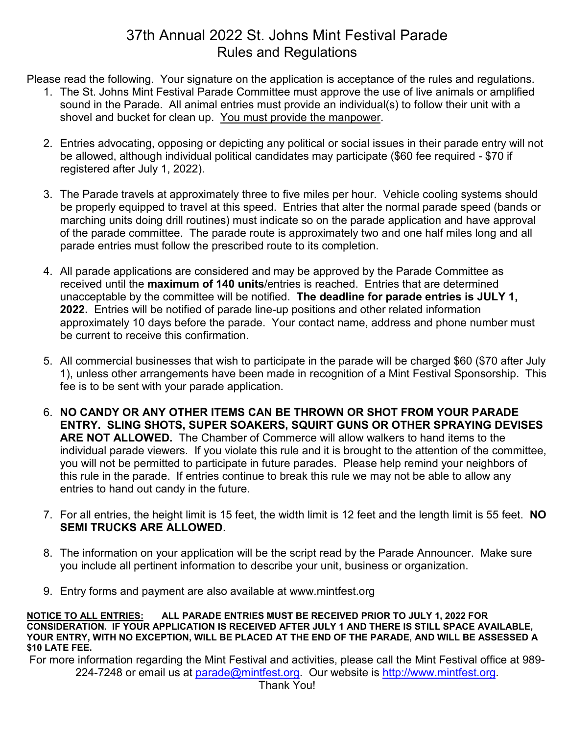# 37th Annual 2022 St. Johns Mint Festival Parade
## Rules and Regulations

Please read the following. Your signature on the application is acceptance of the rules and regulations.

1. The St. Johns Mint Festival Parade Committee must approve the use of live animals or amplified sound in the Parade. All animal entries must provide an individual(s) to follow their unit with a shovel and bucket for clean up. <u>You must provide the manpower</u>.

2. Entries advocating, opposing or depicting any political or social issues in their parade entry will not be allowed, although individual political candidates may participate ($60 fee required - $70 if registered after July 1, 2022).

3. The Parade travels at approximately three to five miles per hour. Vehicle cooling systems should be properly equipped to travel at this speed. Entries that alter the normal parade speed (bands or marching units doing drill routines) must indicate so on the parade application and have approval of the parade committee. The parade route is approximately two and one half miles long and all parade entries must follow the prescribed route to its completion.

4. All parade applications are considered and may be approved by the Parade Committee as received until the **maximum of 140 units**/entries is reached. Entries that are determined unacceptable by the committee will be notified. **The deadline for parade entries is JULY 1, 2022.** Entries will be notified of parade line-up positions and other related information approximately 10 days before the parade. Your contact name, address and phone number must be current to receive this confirmation.

5. All commercial businesses that wish to participate in the parade will be charged $60 ($70 after July 1), unless other arrangements have been made in recognition of a Mint Festival Sponsorship. This fee is to be sent with your parade application.

6. **NO CANDY OR ANY OTHER ITEMS CAN BE THROWN OR SHOT FROM YOUR PARADE ENTRY. SLING SHOTS, SUPER SOAKERS, SQUIRT GUNS OR OTHER SPRAYING DEVISES ARE NOT ALLOWED.** The Chamber of Commerce will allow walkers to hand items to the individual parade viewers. If you violate this rule and it is brought to the attention of the committee, you will not be permitted to participate in future parades. Please help remind your neighbors of this rule in the parade. If entries continue to break this rule we may not be able to allow any entries to hand out candy in the future.

7. For all entries, the height limit is 15 feet, the width limit is 12 feet and the length limit is 55 feet. **NO SEMI TRUCKS ARE ALLOWED**.

8. The information on your application will be the script read by the Parade Announcer. Make sure you include all pertinent information to describe your unit, business or organization.

9. Entry forms and payment are also available at www.mintfest.org

**<u>NOTICE TO ALL ENTRIES:</u> ALL PARADE ENTRIES MUST BE RECEIVED PRIOR TO JULY 1, 2022 FOR CONSIDERATION. IF YOUR APPLICATION IS RECEIVED AFTER JULY 1 AND THERE IS STILL SPACE AVAILABLE, YOUR ENTRY, WITH NO EXCEPTION, WILL BE PLACED AT THE END OF THE PARADE, AND WILL BE ASSESSED A $10 LATE FEE.**

For more information regarding the Mint Festival and activities, please call the Mint Festival office at 989-224-7248 or email us at parade@mintfest.org. Our website is http://www.mintfest.org.

Thank You!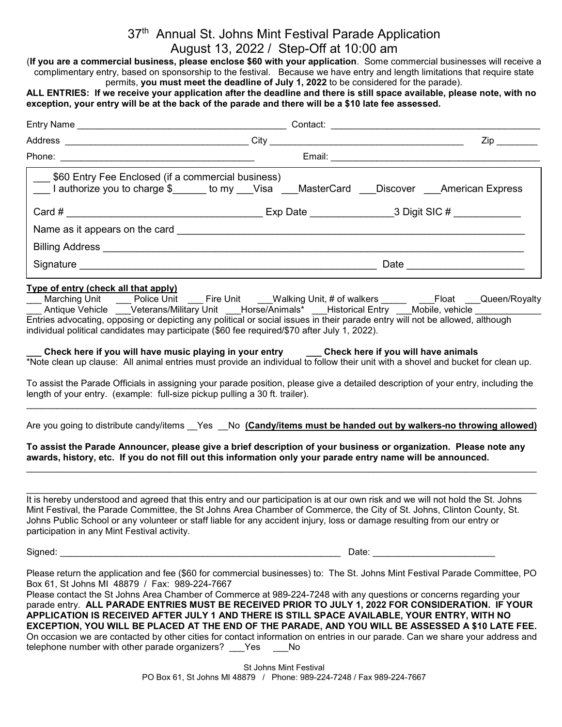# 37th Annual St. Johns Mint Festival Parade Application

## August 13, 2022 / Step-Off at 10:00 am

(**If you are a commercial business, please enclose $60 with your application**. Some commercial businesses will receive a complimentary entry, based on sponsorship to the festival. Because we have entry and length limitations that require state permits, **you must meet the deadline of July 1, 2022** to be considered for the parade).

**ALL ENTRIES: If we receive your application after the deadline and there is still space available, please note, with no exception, your entry will be at the back of the parade and there will be a $10 late fee assessed.**

Entry Name ________________________________________ Contact: ________________________________________

Address ____________________________________ City ______________________________________ Zip ________

Phone: ______________________________________ Email: ________________________________________

___ $60 Entry Fee Enclosed (if a commercial business)

___ I authorize you to charge $______ to my ___Visa ___MasterCard ___Discover ___American Express

Card # ___________________________________ Exp Date _______________ 3 Digit SIC # ____________

Name as it appears on the card ______________________________________________________________

Billing Address ___________________________________________________________________________

Signature ______________________________________________________ Date _____________________

**Type of entry (check all that apply)**

___ Marching Unit ___ Police Unit ___ Fire Unit ___Walking Unit, # of walkers _____ ___Float ___Queen/Royalty

___ Antique Vehicle ___Veterans/Military Unit ___Horse/Animals* ___Historical Entry ___Mobile, vehicle _____________

Entries advocating, opposing or depicting any political or social issues in their parade entry will not be allowed, although individual political candidates may participate ($60 fee required/$70 after July 1, 2022).

**___ Check here if you will have music playing in your entry ___ Check here if you will have animals**

*Note clean up clause: All animal entries must provide an individual to follow their unit with a shovel and bucket for clean up.

To assist the Parade Officials in assigning your parade position, please give a detailed description of your entry, including the length of your entry. (example: full-size pickup pulling a 30 ft. trailer).

________________________________________________________________________________________________

Are you going to distribute candy/items __Yes __No **(Candy/items must be handed out by walkers-no throwing allowed)**

**To assist the Parade Announcer, please give a brief description of your business or organization. Please note any awards, history, etc. If you do not fill out this information only your parade entry name will be announced.**

________________________________________________________________________________________________

________________________________________________________________________________________________

It is hereby understood and agreed that this entry and our participation is at our own risk and we will not hold the St. Johns Mint Festival, the Parade Committee, the St Johns Area Chamber of Commerce, the City of St. Johns, Clinton County, St. Johns Public School or any volunteer or staff liable for any accident injury, loss or damage resulting from our entry or participation in any Mint Festival activity.

Signed: _________________________________________________________ Date: ________________________

Please return the application and fee ($60 for commercial businesses) to: The St. Johns Mint Festival Parade Committee, PO Box 61, St Johns MI 48879 / Fax: 989-224-7667

Please contact the St Johns Area Chamber of Commerce at 989-224-7248 with any questions or concerns regarding your parade entry. **ALL PARADE ENTRIES MUST BE RECEIVED PRIOR TO JULY 1, 2022 FOR CONSIDERATION. IF YOUR APPLICATION IS RECEIVED AFTER JULY 1 AND THERE IS STILL SPACE AVAILABLE, YOUR ENTRY, WITH NO EXCEPTION, YOU WILL BE PLACED AT THE END OF THE PARADE, AND YOU WILL BE ASSESSED A $10 LATE FEE.**

On occasion we are contacted by other cities for contact information on entries in our parade. Can we share your address and telephone number with other parade organizers? ___Yes ___No

St Johns Mint Festival

PO Box 61, St Johns MI 48879 / Phone: 989-224-7248 / Fax 989-224-7667